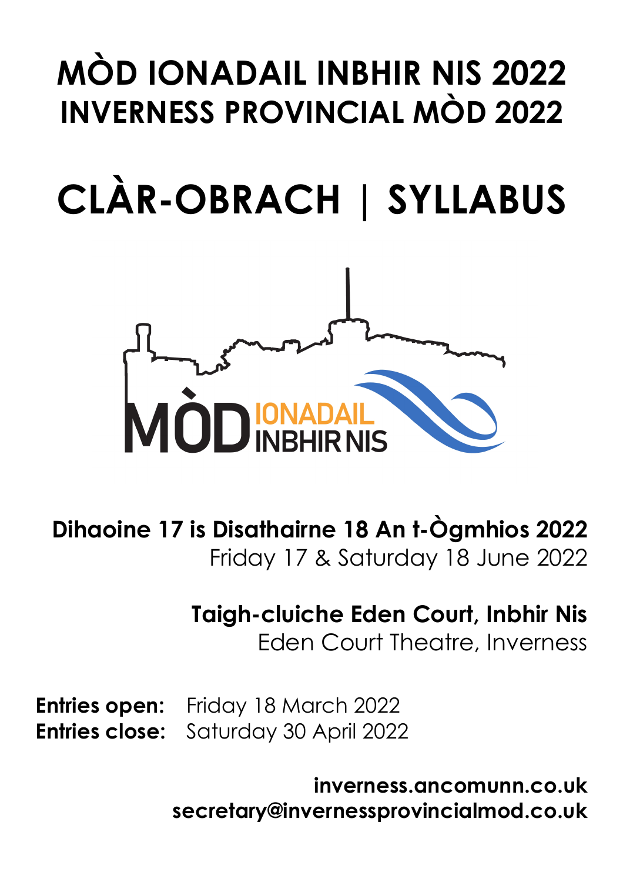# MÒD IONADAIL INBHIR NIS 2022
# INVERNESS PROVINCIAL MÒD 2022

# CLÀR-OBRACH | SYLLABUS

MÒD IONADAIL INBHIR NIS

**Dihaoine 17 is Disathairne 18 An t-Ògmhios 2022**
Friday 17 & Saturday 18 June 2022

**Taigh-cluiche Eden Court, Inbhir Nis**
Eden Court Theatre, Inverness

**Entries open:** Friday 18 March 2022
**Entries close:** Saturday 30 April 2022

**inverness.ancomunn.co.uk**
**secretary@invernessprovincialmod.co.uk**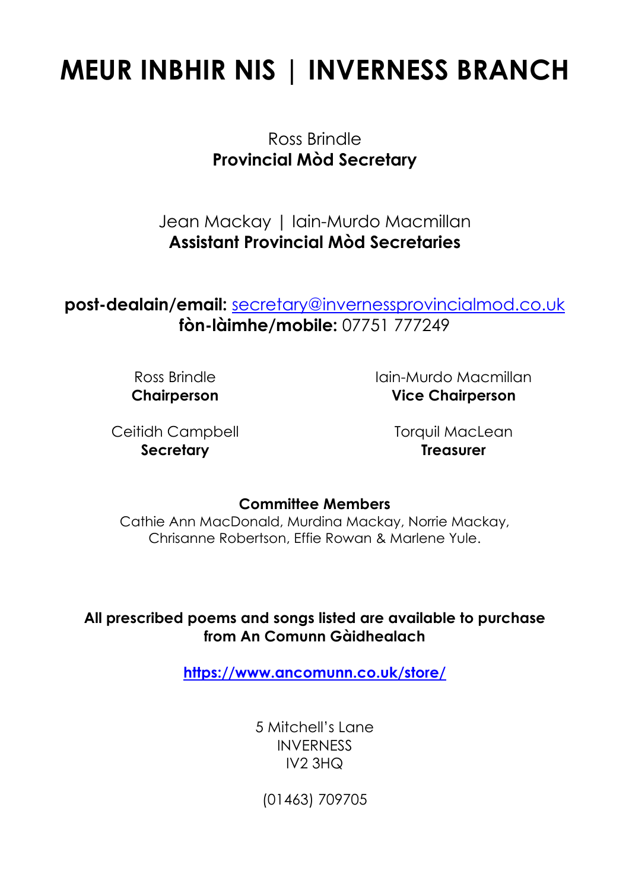# MEUR INBHIR NIS | INVERNESS BRANCH

Ross Brindle
**Provincial Mòd Secretary**

Jean Mackay | Iain-Murdo Macmillan
**Assistant Provincial Mòd Secretaries**

**post-dealain/email:** secretary@invernessprovincialmod.co.uk
**fòn-làimhe/mobile:** 07751 777249

Ross Brindle
**Chairperson**

Iain-Murdo Macmillan
**Vice Chairperson**

Ceitidh Campbell
**Secretary**

Torquil MacLean
**Treasurer**

**Committee Members**
Cathie Ann MacDonald, Murdina Mackay, Norrie Mackay, Chrisanne Robertson, Effie Rowan & Marlene Yule.

**All prescribed poems and songs listed are available to purchase from An Comunn Gàidhealach**

**https://www.ancomunn.co.uk/store/**

5 Mitchell's Lane
INVERNESS
IV2 3HQ

(01463) 709705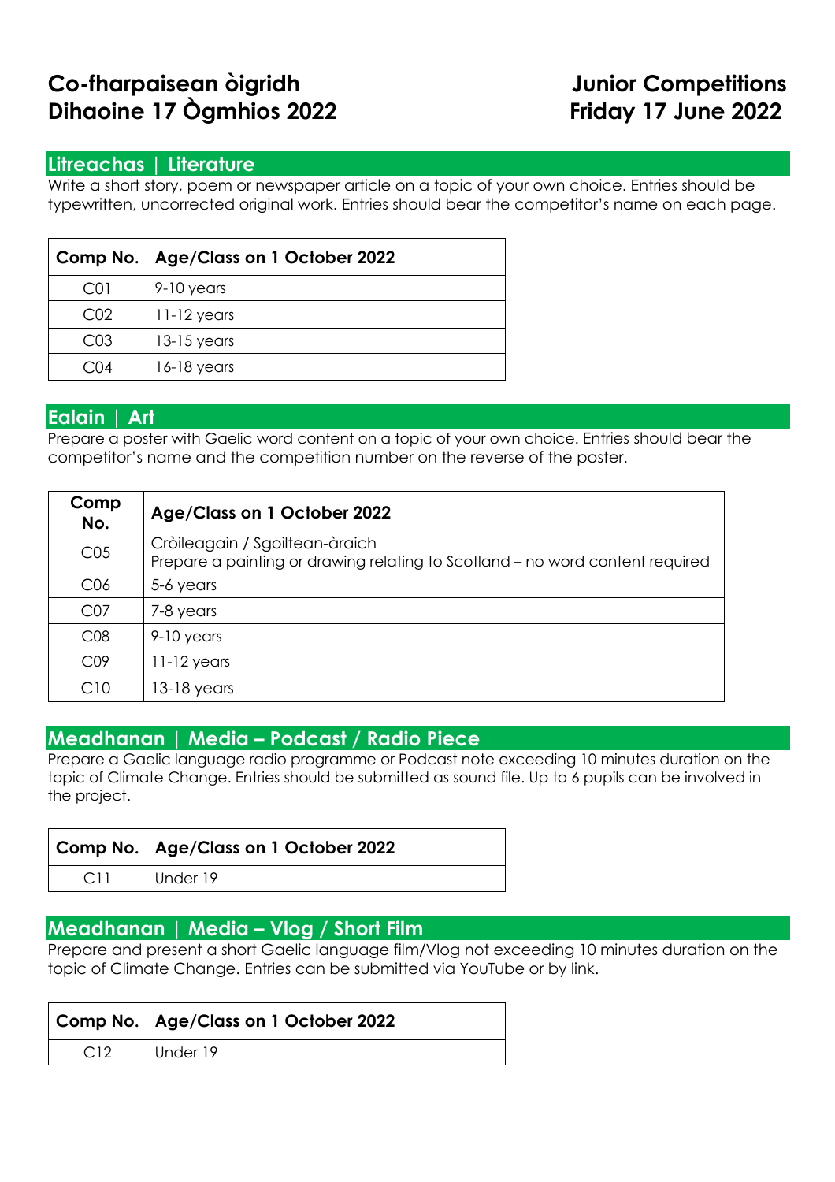# Co-fharpaisean òigridh
# Dihaoine 17 Ògmhios 2022

# Junior Competitions
# Friday 17 June 2022

## Litreachas | Literature

Write a short story, poem or newspaper article on a topic of your own choice. Entries should be typewritten, uncorrected original work. Entries should bear the competitor's name on each page.

| Comp No. | Age/Class on 1 October 2022 |
|---|---|
| C01 | 9-10 years |
| C02 | 11-12 years |
| C03 | 13-15 years |
| C04 | 16-18 years |

## Ealain | Art

Prepare a poster with Gaelic word content on a topic of your own choice. Entries should bear the competitor's name and the competition number on the reverse of the poster.

| Comp No. | Age/Class on 1 October 2022 |
|---|---|
| C05 | Cròileagain / Sgoiltean-àraich<br>Prepare a painting or drawing relating to Scotland – no word content required |
| C06 | 5-6 years |
| C07 | 7-8 years |
| C08 | 9-10 years |
| C09 | 11-12 years |
| C10 | 13-18 years |

## Meadhanan | Media – Podcast / Radio Piece

Prepare a Gaelic language radio programme or Podcast note exceeding 10 minutes duration on the topic of Climate Change. Entries should be submitted as sound file. Up to 6 pupils can be involved in the project.

| Comp No. | Age/Class on 1 October 2022 |
|---|---|
| C11 | Under 19 |

## Meadhanan | Media – Vlog / Short Film

Prepare and present a short Gaelic language film/Vlog not exceeding 10 minutes duration on the topic of Climate Change. Entries can be submitted via YouTube or by link.

| Comp No. | Age/Class on 1 October 2022 |
|---|---|
| C12 | Under 19 |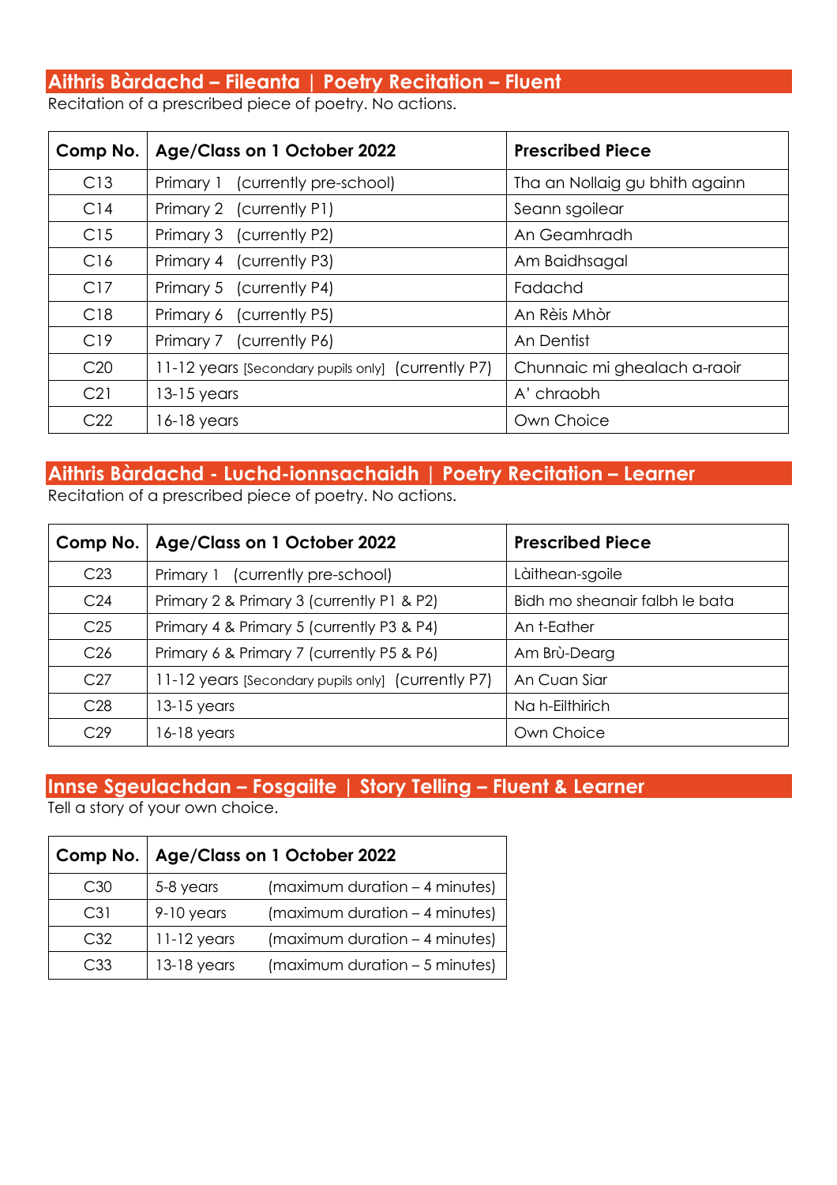## Aithris Bàrdachd – Fileanta | Poetry Recitation – Fluent

Recitation of a prescribed piece of poetry. No actions.

| Comp No. | Age/Class on 1 October 2022 | Prescribed Piece |
|---|---|---|
| C13 | Primary 1 (currently pre-school) | Tha an Nollaig gu bhith againn |
| C14 | Primary 2 (currently P1) | Seann sgoilear |
| C15 | Primary 3 (currently P2) | An Geamhradh |
| C16 | Primary 4 (currently P3) | Am Baidhsagal |
| C17 | Primary 5 (currently P4) | Fadachd |
| C18 | Primary 6 (currently P5) | An Rèis Mhòr |
| C19 | Primary 7 (currently P6) | An Dentist |
| C20 | 11-12 years [Secondary pupils only] (currently P7) | Chunnaic mi ghealach a-raoir |
| C21 | 13-15 years | A' chraobh |
| C22 | 16-18 years | Own Choice |

## Aithris Bàrdachd - Luchd-ionnsachaidh | Poetry Recitation – Learner

Recitation of a prescribed piece of poetry. No actions.

| Comp No. | Age/Class on 1 October 2022 | Prescribed Piece |
|---|---|---|
| C23 | Primary 1 (currently pre-school) | Làithean-sgoile |
| C24 | Primary 2 & Primary 3 (currently P1 & P2) | Bidh mo sheanair falbh le bata |
| C25 | Primary 4 & Primary 5 (currently P3 & P4) | An t-Eather |
| C26 | Primary 6 & Primary 7 (currently P5 & P6) | Am Brù-Dearg |
| C27 | 11-12 years [Secondary pupils only] (currently P7) | An Cuan Siar |
| C28 | 13-15 years | Na h-Eilthirich |
| C29 | 16-18 years | Own Choice |

## Innse Sgeulachdan – Fosgailte | Story Telling – Fluent & Learner

Tell a story of your own choice.

| Comp No. | Age/Class on 1 October 2022 | |
|---|---|---|
| C30 | 5-8 years | (maximum duration – 4 minutes) |
| C31 | 9-10 years | (maximum duration – 4 minutes) |
| C32 | 11-12 years | (maximum duration – 4 minutes) |
| C33 | 13-18 years | (maximum duration – 5 minutes) |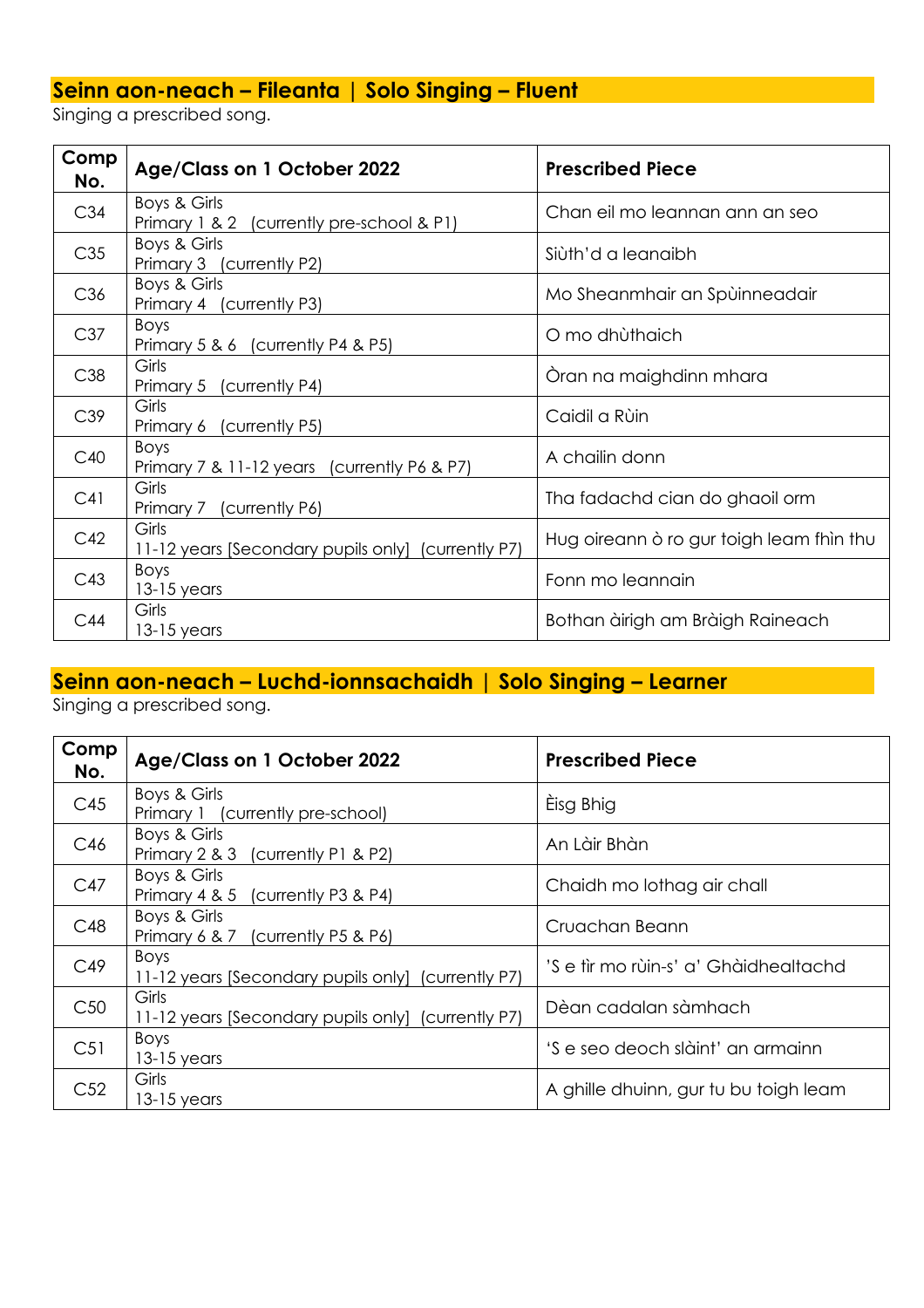## Seinn aon-neach – Fileanta | Solo Singing – Fluent

Singing a prescribed song.

| Comp No. | Age/Class on 1 October 2022 | Prescribed Piece |
|---|---|---|
| C34 | Boys & Girls<br>Primary 1 & 2 (currently pre-school & P1) | Chan eil mo leannan ann an seo |
| C35 | Boys & Girls<br>Primary 3 (currently P2) | Siùth'd a leanaibh |
| C36 | Boys & Girls<br>Primary 4 (currently P3) | Mo Sheanmhair an Spùinneadair |
| C37 | Boys<br>Primary 5 & 6 (currently P4 & P5) | O mo dhùthaich |
| C38 | Girls<br>Primary 5 (currently P4) | Òran na maighdinn mhara |
| C39 | Girls<br>Primary 6 (currently P5) | Caidil a Rùin |
| C40 | Boys<br>Primary 7 & 11-12 years (currently P6 & P7) | A chailin donn |
| C41 | Girls<br>Primary 7 (currently P6) | Tha fadachd cian do ghaoil orm |
| C42 | Girls<br>11-12 years [Secondary pupils only] (currently P7) | Hug oireann ò ro gur toigh leam fhìn thu |
| C43 | Boys<br>13-15 years | Fonn mo leannain |
| C44 | Girls<br>13-15 years | Bothan àirigh am Bràigh Raineach |

## Seinn aon-neach – Luchd-ionnsachaidh | Solo Singing – Learner

Singing a prescribed song.

| Comp No. | Age/Class on 1 October 2022 | Prescribed Piece |
|---|---|---|
| C45 | Boys & Girls<br>Primary 1 (currently pre-school) | Èisg Bhig |
| C46 | Boys & Girls<br>Primary 2 & 3 (currently P1 & P2) | An Làir Bhàn |
| C47 | Boys & Girls<br>Primary 4 & 5 (currently P3 & P4) | Chaidh mo lothag air chall |
| C48 | Boys & Girls<br>Primary 6 & 7 (currently P5 & P6) | Cruachan Beann |
| C49 | Boys<br>11-12 years [Secondary pupils only] (currently P7) | 'S e tìr mo rùin-s' a' Ghàidhealtachd |
| C50 | Girls<br>11-12 years [Secondary pupils only] (currently P7) | Dèan cadalan sàmhach |
| C51 | Boys<br>13-15 years | 'S e seo deoch slàint' an armainn |
| C52 | Girls<br>13-15 years | A ghille dhuinn, gur tu bu toigh leam |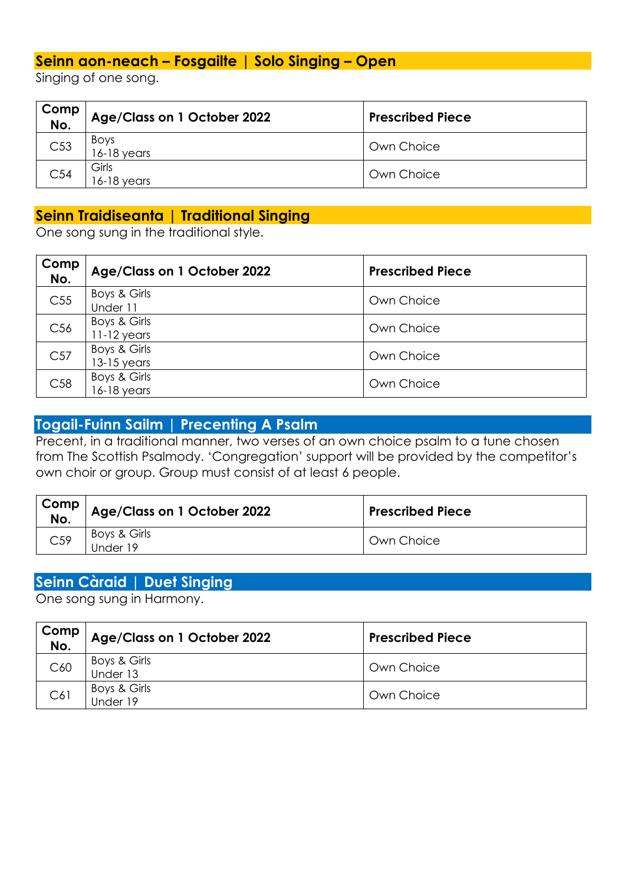## Seinn aon-neach – Fosgailte | Solo Singing – Open

Singing of one song.

| Comp No. | Age/Class on 1 October 2022 | Prescribed Piece |
|---|---|---|
| C53 | Boys<br>16-18 years | Own Choice |
| C54 | Girls<br>16-18 years | Own Choice |

## Seinn Traidiseanta | Traditional Singing

One song sung in the traditional style.

| Comp No. | Age/Class on 1 October 2022 | Prescribed Piece |
|---|---|---|
| C55 | Boys & Girls<br>Under 11 | Own Choice |
| C56 | Boys & Girls<br>11-12 years | Own Choice |
| C57 | Boys & Girls<br>13-15 years | Own Choice |
| C58 | Boys & Girls<br>16-18 years | Own Choice |

## Togail-Fuinn Sailm | Precenting A Psalm

Precent, in a traditional manner, two verses of an own choice psalm to a tune chosen from The Scottish Psalmody. 'Congregation' support will be provided by the competitor's own choir or group. Group must consist of at least 6 people.

| Comp No. | Age/Class on 1 October 2022 | Prescribed Piece |
|---|---|---|
| C59 | Boys & Girls<br>Under 19 | Own Choice |

## Seinn Càraid | Duet Singing

One song sung in Harmony.

| Comp No. | Age/Class on 1 October 2022 | Prescribed Piece |
|---|---|---|
| C60 | Boys & Girls<br>Under 13 | Own Choice |
| C61 | Boys & Girls<br>Under 19 | Own Choice |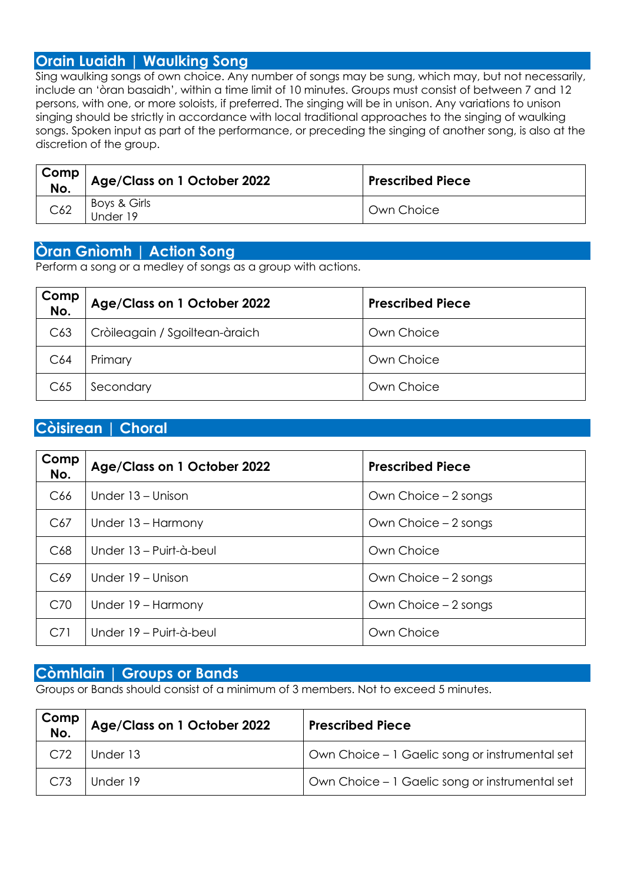## Orain Luaidh | Waulking Song

Sing waulking songs of own choice. Any number of songs may be sung, which may, but not necessarily, include an 'òran basaidh', within a time limit of 10 minutes. Groups must consist of between 7 and 12 persons, with one, or more soloists, if preferred. The singing will be in unison. Any variations to unison singing should be strictly in accordance with local traditional approaches to the singing of waulking songs. Spoken input as part of the performance, or preceding the singing of another song, is also at the discretion of the group.

| Comp No. | Age/Class on 1 October 2022 | Prescribed Piece |
|---|---|---|
| C62 | Boys & Girls Under 19 | Own Choice |

## Òran Gnìomh | Action Song

Perform a song or a medley of songs as a group with actions.

| Comp No. | Age/Class on 1 October 2022 | Prescribed Piece |
|---|---|---|
| C63 | Cròileagain / Sgoiltean-àraich | Own Choice |
| C64 | Primary | Own Choice |
| C65 | Secondary | Own Choice |

## Còisirean | Choral

| Comp No. | Age/Class on 1 October 2022 | Prescribed Piece |
|---|---|---|
| C66 | Under 13 – Unison | Own Choice – 2 songs |
| C67 | Under 13 – Harmony | Own Choice – 2 songs |
| C68 | Under 13 – Puirt-à-beul | Own Choice |
| C69 | Under 19 – Unison | Own Choice – 2 songs |
| C70 | Under 19 – Harmony | Own Choice – 2 songs |
| C71 | Under 19 – Puirt-à-beul | Own Choice |

## Còmhlain | Groups or Bands

Groups or Bands should consist of a minimum of 3 members. Not to exceed 5 minutes.

| Comp No. | Age/Class on 1 October 2022 | Prescribed Piece |
|---|---|---|
| C72 | Under 13 | Own Choice – 1 Gaelic song or instrumental set |
| C73 | Under 19 | Own Choice – 1 Gaelic song or instrumental set |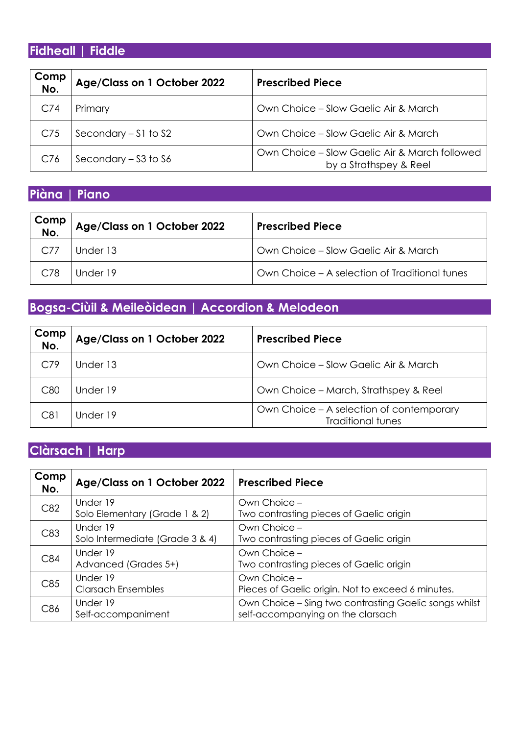## Fidheall | Fiddle

| Comp No. | Age/Class on 1 October 2022 | Prescribed Piece |
| --- | --- | --- |
| C74 | Primary | Own Choice – Slow Gaelic Air & March |
| C75 | Secondary – S1 to S2 | Own Choice – Slow Gaelic Air & March |
| C76 | Secondary – S3 to S6 | Own Choice – Slow Gaelic Air & March followed by a Strathspey & Reel |

## Piàna | Piano

| Comp No. | Age/Class on 1 October 2022 | Prescribed Piece |
| --- | --- | --- |
| C77 | Under 13 | Own Choice – Slow Gaelic Air & March |
| C78 | Under 19 | Own Choice – A selection of Traditional tunes |

## Bogsa-Ciùil & Meileòidean | Accordion & Melodeon

| Comp No. | Age/Class on 1 October 2022 | Prescribed Piece |
| --- | --- | --- |
| C79 | Under 13 | Own Choice – Slow Gaelic Air & March |
| C80 | Under 19 | Own Choice – March, Strathspey & Reel |
| C81 | Under 19 | Own Choice – A selection of contemporary Traditional tunes |

## Clàrsach | Harp

| Comp No. | Age/Class on 1 October 2022 | Prescribed Piece |
| --- | --- | --- |
| C82 | Under 19<br>Solo Elementary (Grade 1 & 2) | Own Choice –<br>Two contrasting pieces of Gaelic origin |
| C83 | Under 19<br>Solo Intermediate (Grade 3 & 4) | Own Choice –<br>Two contrasting pieces of Gaelic origin |
| C84 | Under 19<br>Advanced (Grades 5+) | Own Choice –<br>Two contrasting pieces of Gaelic origin |
| C85 | Under 19<br>Clarsach Ensembles | Own Choice –<br>Pieces of Gaelic origin. Not to exceed 6 minutes. |
| C86 | Under 19<br>Self-accompaniment | Own Choice – Sing two contrasting Gaelic songs whilst self-accompanying on the clarsach |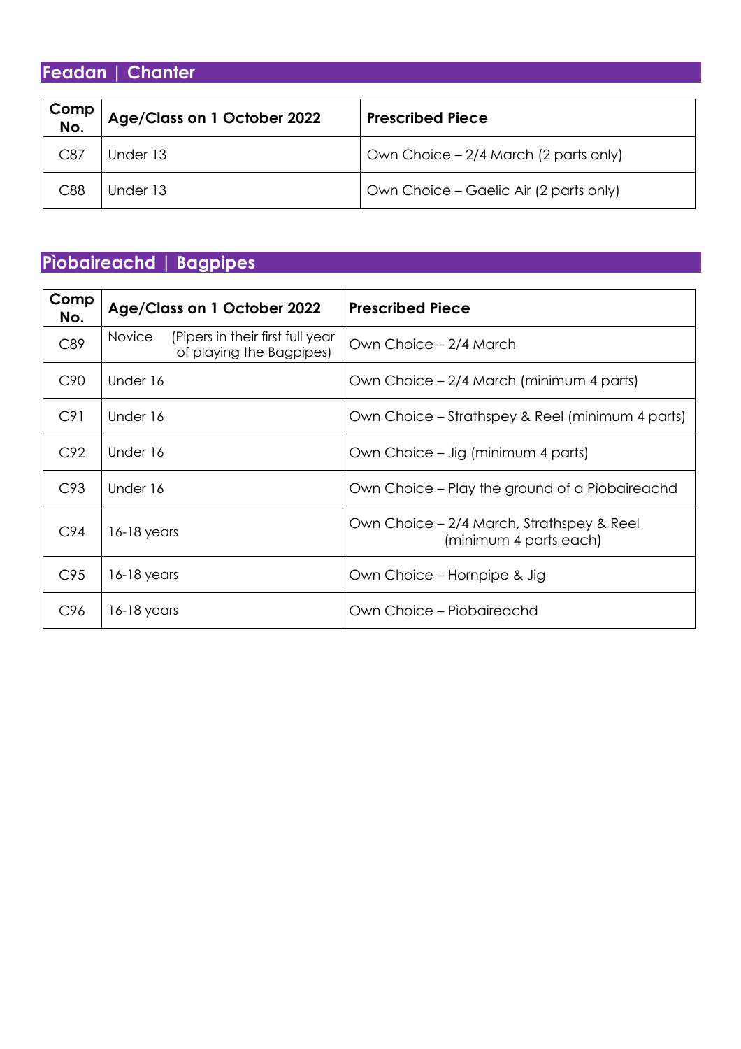## Feadan | Chanter

| Comp No. | Age/Class on 1 October 2022 | Prescribed Piece |
|---|---|---|
| C87 | Under 13 | Own Choice – 2/4 March (2 parts only) |
| C88 | Under 13 | Own Choice – Gaelic Air (2 parts only) |

## Pìobaireachd | Bagpipes

| Comp No. | Age/Class on 1 October 2022 | Prescribed Piece |
|---|---|---|
| C89 | Novice (Pipers in their first full year of playing the Bagpipes) | Own Choice – 2/4 March |
| C90 | Under 16 | Own Choice – 2/4 March (minimum 4 parts) |
| C91 | Under 16 | Own Choice – Strathspey & Reel (minimum 4 parts) |
| C92 | Under 16 | Own Choice – Jig (minimum 4 parts) |
| C93 | Under 16 | Own Choice – Play the ground of a Pìobaireachd |
| C94 | 16-18 years | Own Choice – 2/4 March, Strathspey & Reel (minimum 4 parts each) |
| C95 | 16-18 years | Own Choice – Hornpipe & Jig |
| C96 | 16-18 years | Own Choice – Pìobaireachd |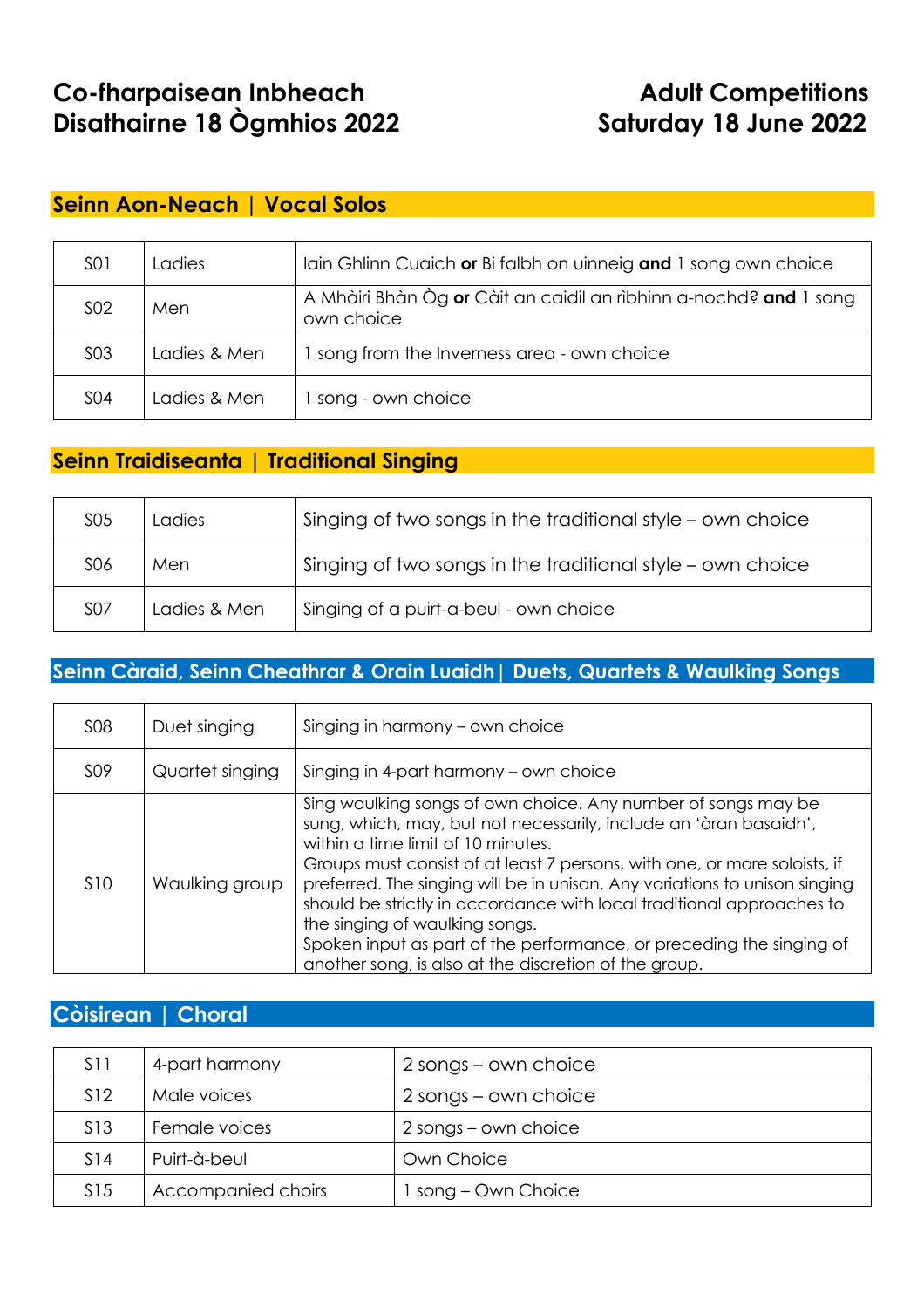# Co-fharpaisean Inbheach
# Disathairne 18 Ògmhios 2022

# Adult Competitions
# Saturday 18 June 2022

## Seinn Aon-Neach | Vocal Solos

| | | |
|---|---|---|
| S01 | Ladies | Iain Ghlinn Cuaich **or** Bi falbh on uinneig **and** 1 song own choice |
| S02 | Men | A Mhàiri Bhàn Òg **or** Càit an caidil an rìbhinn a-nochd? **and** 1 song own choice |
| S03 | Ladies & Men | 1 song from the Inverness area - own choice |
| S04 | Ladies & Men | 1 song - own choice |

## Seinn Traidiseanta | Traditional Singing

| | | |
|---|---|---|
| S05 | Ladies | Singing of two songs in the traditional style – own choice |
| S06 | Men | Singing of two songs in the traditional style – own choice |
| S07 | Ladies & Men | Singing of a puirt-a-beul - own choice |

## Seinn Càraid, Seinn Cheathrar & Orain Luaidh | Duets, Quartets & Waulking Songs

| | | |
|---|---|---|
| S08 | Duet singing | Singing in harmony – own choice |
| S09 | Quartet singing | Singing in 4-part harmony – own choice |
| S10 | Waulking group | Sing waulking songs of own choice. Any number of songs may be sung, which, may, but not necessarily, include an 'òran basaidh', within a time limit of 10 minutes.<br>Groups must consist of at least 7 persons, with one, or more soloists, if preferred. The singing will be in unison. Any variations to unison singing should be strictly in accordance with local traditional approaches to the singing of waulking songs.<br>Spoken input as part of the performance, or preceding the singing of another song, is also at the discretion of the group. |

## Còisirean | Choral

| | | |
|---|---|---|
| S11 | 4-part harmony | 2 songs – own choice |
| S12 | Male voices | 2 songs – own choice |
| S13 | Female voices | 2 songs – own choice |
| S14 | Puirt-à-beul | Own Choice |
| S15 | Accompanied choirs | 1 song – Own Choice |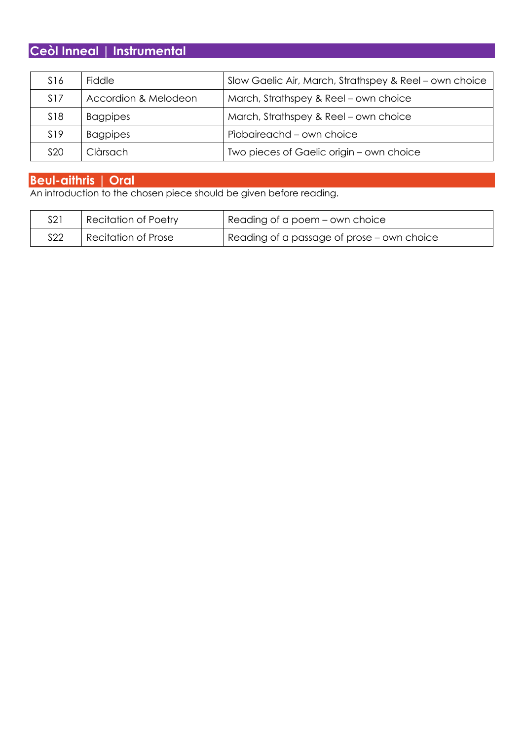## Ceòl Inneal | Instrumental

| | | |
|---|---|---|
| S16 | Fiddle | Slow Gaelic Air, March, Strathspey & Reel – own choice |
| S17 | Accordion & Melodeon | March, Strathspey & Reel – own choice |
| S18 | Bagpipes | March, Strathspey & Reel – own choice |
| S19 | Bagpipes | Pìobaireachd – own choice |
| S20 | Clàrsach | Two pieces of Gaelic origin – own choice |

## Beul-aithris | Oral

An introduction to the chosen piece should be given before reading.

| | | |
|---|---|---|
| S21 | Recitation of Poetry | Reading of a poem – own choice |
| S22 | Recitation of Prose | Reading of a passage of prose – own choice |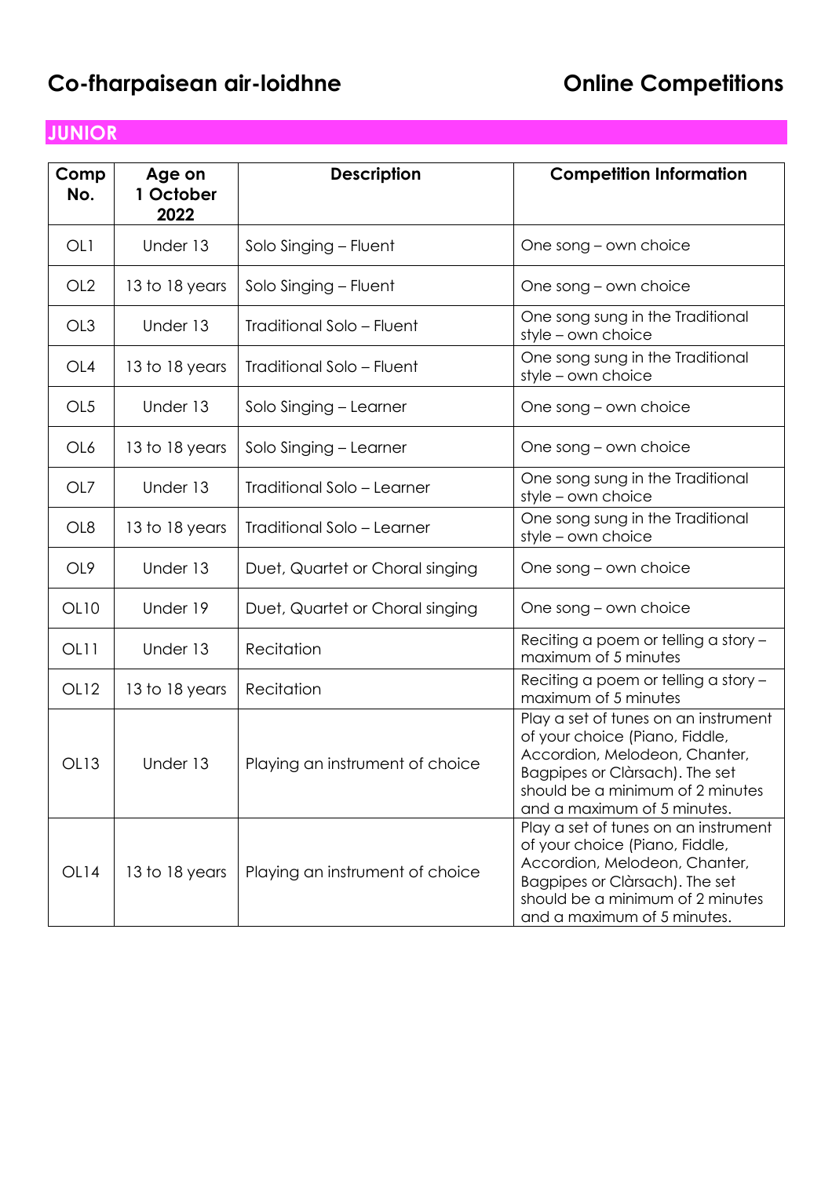# Co-fharpaisean air-loidhne

# Online Competitions

## JUNIOR

| Comp No. | Age on 1 October 2022 | Description | Competition Information |
|---|---|---|---|
| OL1 | Under 13 | Solo Singing – Fluent | One song – own choice |
| OL2 | 13 to 18 years | Solo Singing – Fluent | One song – own choice |
| OL3 | Under 13 | Traditional Solo – Fluent | One song sung in the Traditional style – own choice |
| OL4 | 13 to 18 years | Traditional Solo – Fluent | One song sung in the Traditional style – own choice |
| OL5 | Under 13 | Solo Singing – Learner | One song – own choice |
| OL6 | 13 to 18 years | Solo Singing – Learner | One song – own choice |
| OL7 | Under 13 | Traditional Solo – Learner | One song sung in the Traditional style – own choice |
| OL8 | 13 to 18 years | Traditional Solo – Learner | One song sung in the Traditional style – own choice |
| OL9 | Under 13 | Duet, Quartet or Choral singing | One song – own choice |
| OL10 | Under 19 | Duet, Quartet or Choral singing | One song – own choice |
| OL11 | Under 13 | Recitation | Reciting a poem or telling a story – maximum of 5 minutes |
| OL12 | 13 to 18 years | Recitation | Reciting a poem or telling a story – maximum of 5 minutes |
| OL13 | Under 13 | Playing an instrument of choice | Play a set of tunes on an instrument of your choice (Piano, Fiddle, Accordion, Melodeon, Chanter, Bagpipes or Clàrsach). The set should be a minimum of 2 minutes and a maximum of 5 minutes. |
| OL14 | 13 to 18 years | Playing an instrument of choice | Play a set of tunes on an instrument of your choice (Piano, Fiddle, Accordion, Melodeon, Chanter, Bagpipes or Clàrsach). The set should be a minimum of 2 minutes and a maximum of 5 minutes. |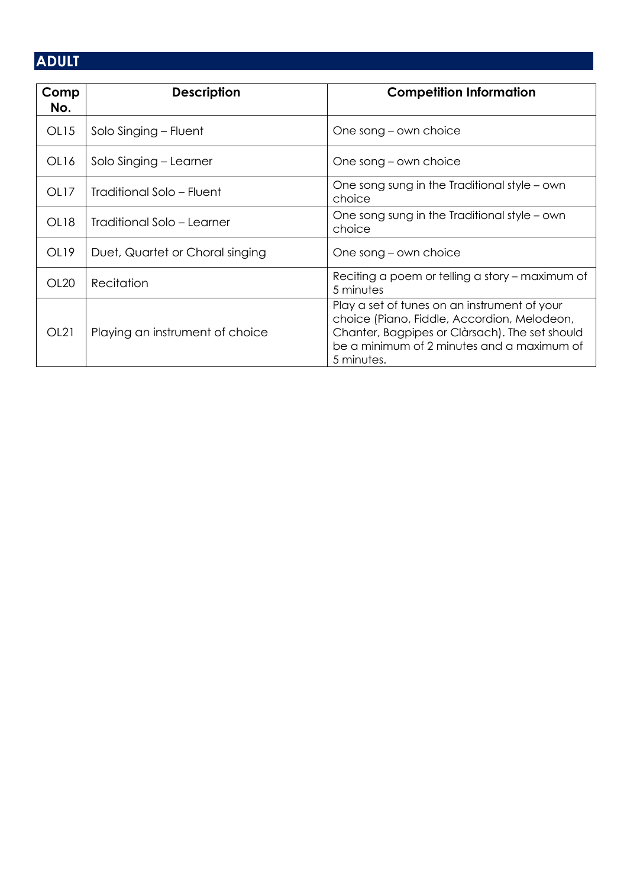## ADULT

| Comp No. | Description | Competition Information |
|---|---|---|
| OL15 | Solo Singing – Fluent | One song – own choice |
| OL16 | Solo Singing – Learner | One song – own choice |
| OL17 | Traditional Solo – Fluent | One song sung in the Traditional style – own choice |
| OL18 | Traditional Solo – Learner | One song sung in the Traditional style – own choice |
| OL19 | Duet, Quartet or Choral singing | One song – own choice |
| OL20 | Recitation | Reciting a poem or telling a story – maximum of 5 minutes |
| OL21 | Playing an instrument of choice | Play a set of tunes on an instrument of your choice (Piano, Fiddle, Accordion, Melodeon, Chanter, Bagpipes or Clàrsach). The set should be a minimum of 2 minutes and a maximum of 5 minutes. |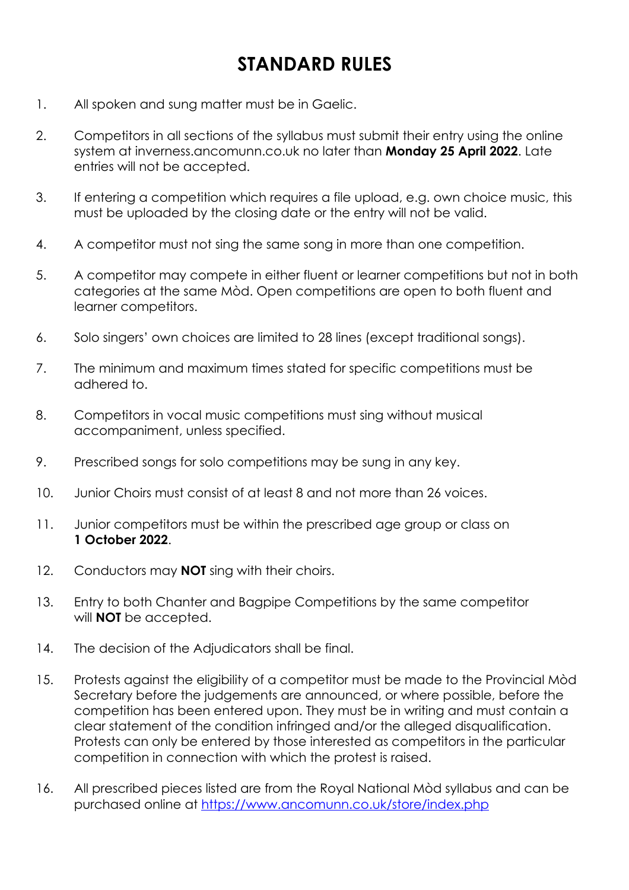# STANDARD RULES

1. All spoken and sung matter must be in Gaelic.
2. Competitors in all sections of the syllabus must submit their entry using the online system at inverness.ancomunn.co.uk no later than **Monday 25 April 2022**. Late entries will not be accepted.
3. If entering a competition which requires a file upload, e.g. own choice music, this must be uploaded by the closing date or the entry will not be valid.
4. A competitor must not sing the same song in more than one competition.
5. A competitor may compete in either fluent or learner competitions but not in both categories at the same Mòd. Open competitions are open to both fluent and learner competitors.
6. Solo singers' own choices are limited to 28 lines (except traditional songs).
7. The minimum and maximum times stated for specific competitions must be adhered to.
8. Competitors in vocal music competitions must sing without musical accompaniment, unless specified.
9. Prescribed songs for solo competitions may be sung in any key.
10. Junior Choirs must consist of at least 8 and not more than 26 voices.
11. Junior competitors must be within the prescribed age group or class on **1 October 2022**.
12. Conductors may **NOT** sing with their choirs.
13. Entry to both Chanter and Bagpipe Competitions by the same competitor will **NOT** be accepted.
14. The decision of the Adjudicators shall be final.
15. Protests against the eligibility of a competitor must be made to the Provincial Mòd Secretary before the judgements are announced, or where possible, before the competition has been entered upon. They must be in writing and must contain a clear statement of the condition infringed and/or the alleged disqualification. Protests can only be entered by those interested as competitors in the particular competition in connection with which the protest is raised.
16. All prescribed pieces listed are from the Royal National Mòd syllabus and can be purchased online at [https://www.ancomunn.co.uk/store/index.php](https://www.ancomunn.co.uk/store/index.php)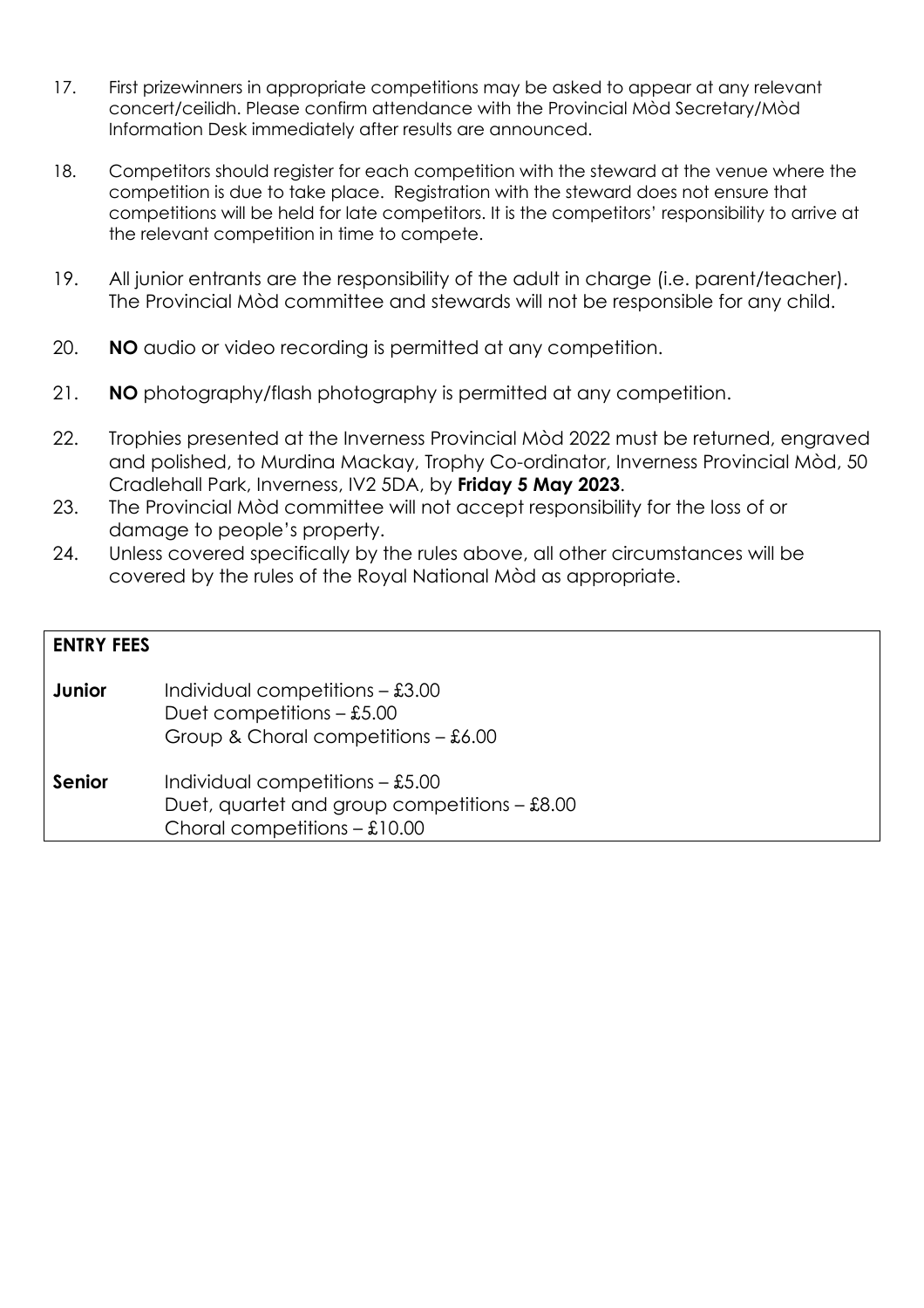17. First prizewinners in appropriate competitions may be asked to appear at any relevant concert/ceilidh. Please confirm attendance with the Provincial Mòd Secretary/Mòd Information Desk immediately after results are announced.

18. Competitors should register for each competition with the steward at the venue where the competition is due to take place. Registration with the steward does not ensure that competitions will be held for late competitors. It is the competitors' responsibility to arrive at the relevant competition in time to compete.

19. All junior entrants are the responsibility of the adult in charge (i.e. parent/teacher). The Provincial Mòd committee and stewards will not be responsible for any child.

20. **NO** audio or video recording is permitted at any competition.

21. **NO** photography/flash photography is permitted at any competition.

22. Trophies presented at the Inverness Provincial Mòd 2022 must be returned, engraved and polished, to Murdina Mackay, Trophy Co-ordinator, Inverness Provincial Mòd, 50 Cradlehall Park, Inverness, IV2 5DA, by **Friday 5 May 2023**.

23. The Provincial Mòd committee will not accept responsibility for the loss of or damage to people's property.

24. Unless covered specifically by the rules above, all other circumstances will be covered by the rules of the Royal National Mòd as appropriate.

**ENTRY FEES**

| | |
|---|---|
| **Junior** | Individual competitions – £3.00<br>Duet competitions – £5.00<br>Group & Choral competitions – £6.00 |
| **Senior** | Individual competitions – £5.00<br>Duet, quartet and group competitions – £8.00<br>Choral competitions – £10.00 |